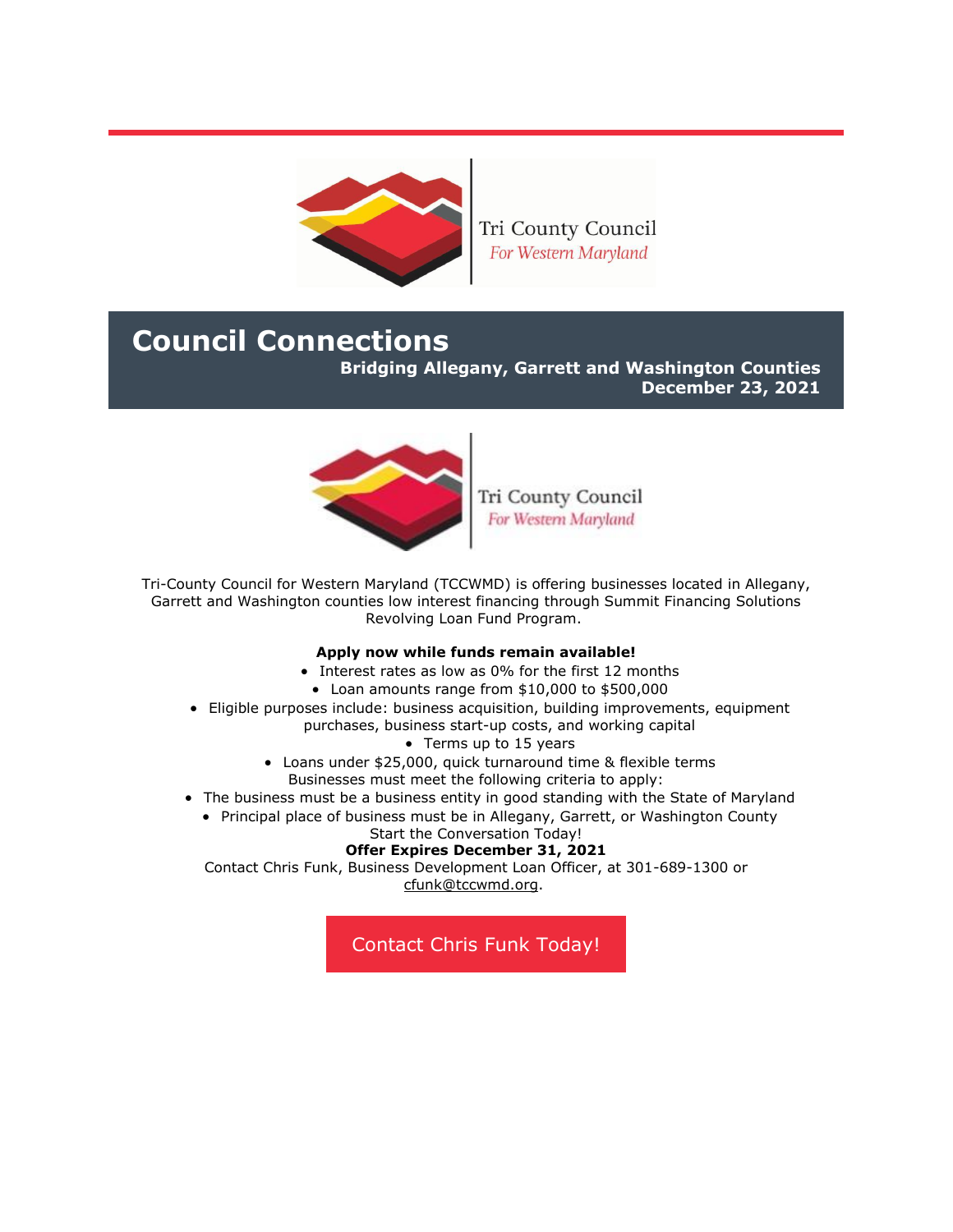Tri County Council
*For Western Maryland*

# Council Connections

**Bridging Allegany, Garrett and Washington Counties**
**December 23, 2021**

Tri County Council
*For Western Maryland*

Tri-County Council for Western Maryland (TCCWMD) is offering businesses located in Allegany, Garrett and Washington counties low interest financing through Summit Financing Solutions Revolving Loan Fund Program.

**Apply now while funds remain available!**

- Interest rates as low as 0% for the first 12 months
- Loan amounts range from $10,000 to $500,000
- Eligible purposes include: business acquisition, building improvements, equipment purchases, business start-up costs, and working capital
- Terms up to 15 years
- Loans under $25,000, quick turnaround time & flexible terms

Businesses must meet the following criteria to apply:

- The business must be a business entity in good standing with the State of Maryland
- Principal place of business must be in Allegany, Garrett, or Washington County

Start the Conversation Today!

**Offer Expires December 31, 2021**

Contact Chris Funk, Business Development Loan Officer, at 301-689-1300 or cfunk@tccwmd.org.

Contact Chris Funk Today!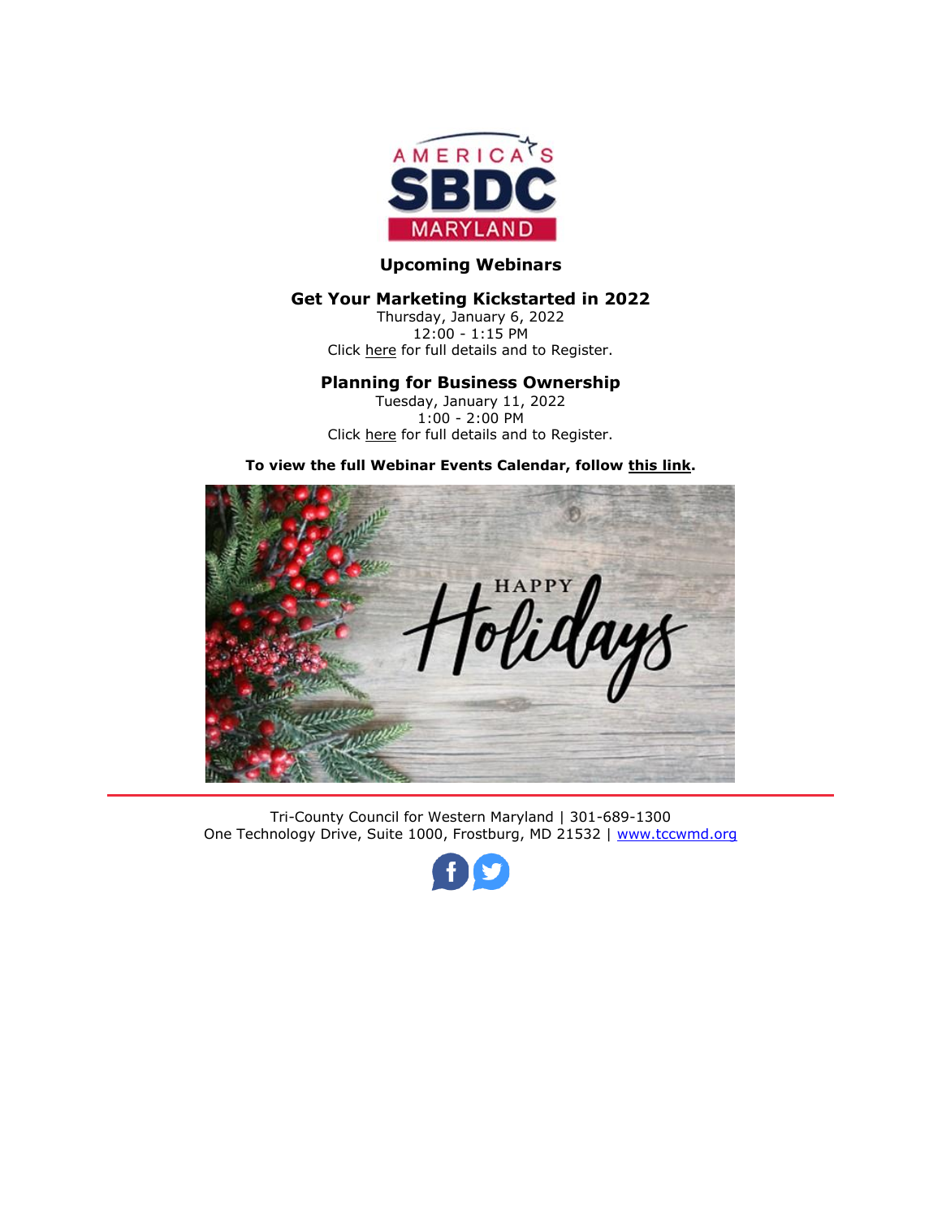## Upcoming Webinars

### Get Your Marketing Kickstarted in 2022

Thursday, January 6, 2022
12:00 - 1:15 PM
Click here for full details and to Register.

### Planning for Business Ownership

Tuesday, January 11, 2022
1:00 - 2:00 PM
Click here for full details and to Register.

**To view the full Webinar Events Calendar, follow this link.**

---

Tri-County Council for Western Maryland | 301-689-1300
One Technology Drive, Suite 1000, Frostburg, MD 21532 | www.tccwmd.org